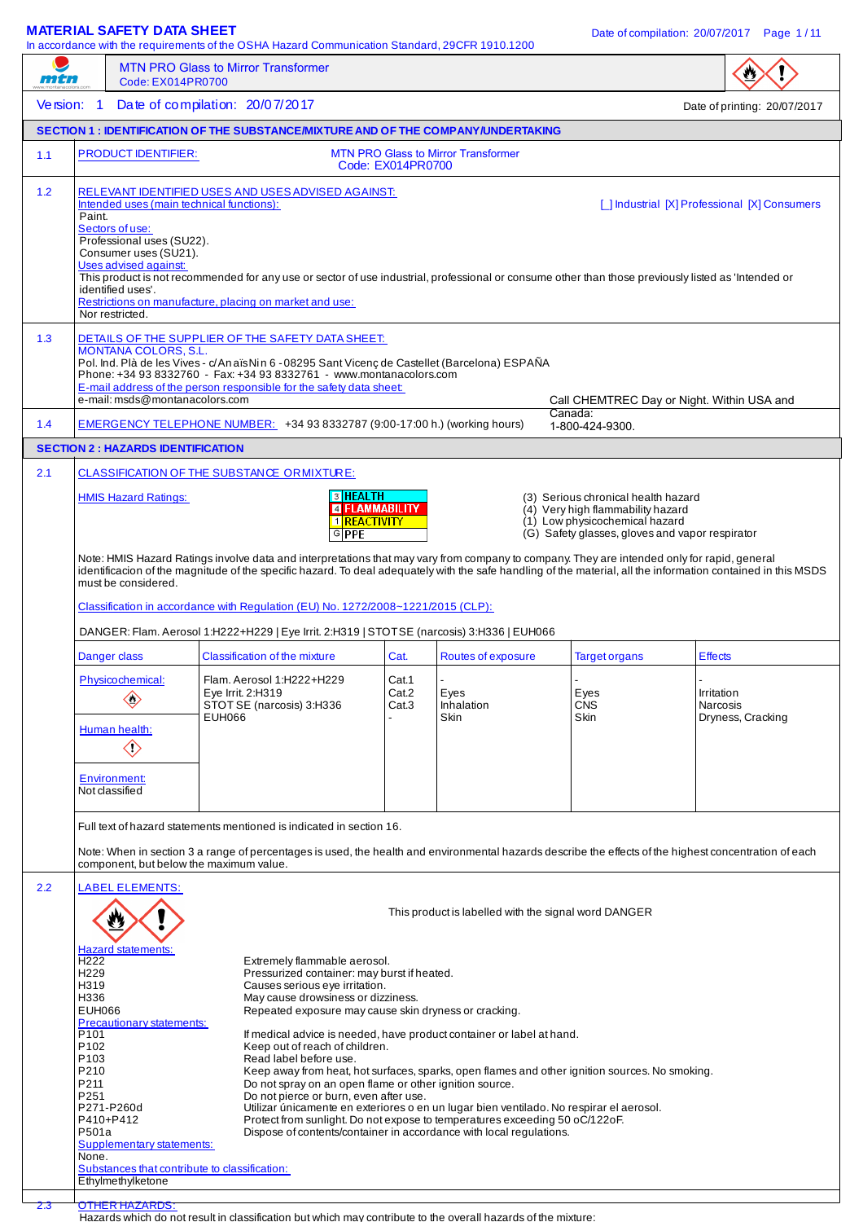# MATERIAL SAFETY DATA SHEET

In accordance with the requirements of the OSHA Hazard Communication Standard, 29CFR 1910.1200

MTN PRO Glass to Mirror Transformer
Code: EX014PR0700

Version: 1 Date of compilation: 20/07/2017 Date of printing: 20/07/2017

## SECTION 1 : IDENTIFICATION OF THE SUBSTANCE/MIXTURE AND OF THE COMPANY/UNDERTAKING

**1.1 PRODUCT IDENTIFIER:** MTN PRO Glass to Mirror Transformer
Code: EX014PR0700

**1.2 RELEVANT IDENTIFIED USES AND USES ADVISED AGAINST:**

Intended uses (main technical functions): [_] Industrial [X] Professional [X] Consumers

Paint.

Sectors of use:

Professional uses (SU22).
Consumer uses (SU21).

Uses advised against:

This product is not recommended for any use or sector of use industrial, professional or consume other than those previously listed as 'Intended or identified uses'.

Restrictions on manufacture, placing on market and use:

Nor restricted.

**1.3 DETAILS OF THE SUPPLIER OF THE SAFETY DATA SHEET:**

MONTANA COLORS, S.L.
Pol. Ind. Plà de les Vives - c/Anaïs Nin 6 - 08295 Sant Vicenç de Castellet (Barcelona) ESPAÑA
Phone: +34 93 8332760 - Fax: +34 93 8332761 - www.montanacolors.com

E-mail address of the person responsible for the safety data sheet:
e-mail: msds@montanacolors.com

**1.4 EMERGENCY TELEPHONE NUMBER:** +34 93 8332787 (9:00-17:00 h.) (working hours)

Call CHEMTREC Day or Night. Within USA and Canada: 1-800-424-9300.

## SECTION 2 : HAZARDS IDENTIFICATION

**2.1 CLASSIFICATION OF THE SUBSTANCE OR MIXTURE:**

HMIS Hazard Ratings:

| | | |
|---|---|---|
| 3 | HEALTH | (3) Serious chronical health hazard |
| 4 | FLAMMABILITY | (4) Very high flammability hazard |
| 1 | REACTIVITY | (1) Low physicochemical hazard |
| G | PPE | (G) Safety glasses, gloves and vapor respirator |

Note: HMIS Hazard Ratings involve data and interpretations that may vary from company to company. They are intended only for rapid, general identificacion of the magnitude of the specific hazard. To deal adequately with the safe handling of the material, all the information contained in this MSDS must be considered.

Classification in accordance with Regulation (EU) No. 1272/2008~1221/2015 (CLP):

DANGER: Flam. Aerosol 1:H222+H229 | Eye Irrit. 2:H319 | STOT SE (narcosis) 3:H336 | EUH066

| Danger class | Classification of the mixture | Cat. | Routes of exposure | Target organs | Effects |
|---|---|---|---|---|---|
| Physicochemical: | Flam. Aerosol 1:H222+H229 | Cat.1 | - | - | - |
| Human health: | Eye Irrit. 2:H319 | Cat.2 | Eyes | Eyes | Irritation |
| | STOT SE (narcosis) 3:H336 | Cat.3 | Inhalation | CNS | Narcosis |
| Environment: Not classified | EUH066 | - | Skin | Skin | Dryness, Cracking |

Full text of hazard statements mentioned is indicated in section 16.

Note: When in section 3 a range of percentages is used, the health and environmental hazards describe the effects of the highest concentration of each component, but below the maximum value.

**2.2 LABEL ELEMENTS:**

This product is labelled with the signal word DANGER

Hazard statements:

| | |
|---|---|
| H222 | Extremely flammable aerosol. |
| H229 | Pressurized container: may burst if heated. |
| H319 | Causes serious eye irritation. |
| H336 | May cause drowsiness or dizziness. |
| EUH066 | Repeated exposure may cause skin dryness or cracking. |

Precautionary statements:

| | |
|---|---|
| P101 | If medical advice is needed, have product container or label at hand. |
| P102 | Keep out of reach of children. |
| P103 | Read label before use. |
| P210 | Keep away from heat, hot surfaces, sparks, open flames and other ignition sources. No smoking. |
| P211 | Do not spray on an open flame or other ignition source. |
| P251 | Do not pierce or burn, even after use. |
| P271-P260d | Utilizar únicamente en exteriores o en un lugar bien ventilado. No respirar el aerosol. |
| P410+P412 | Protect from sunlight. Do not expose to temperatures exceeding 50 oC/122oF. |
| P501a | Dispose of contents/container in accordance with local regulations. |

Supplementary statements:

None.

Substances that contribute to classification:

Ethylmethylketone

**2.3 OTHER HAZARDS:**

Hazards which do not result in classification but which may contribute to the overall hazards of the mixture: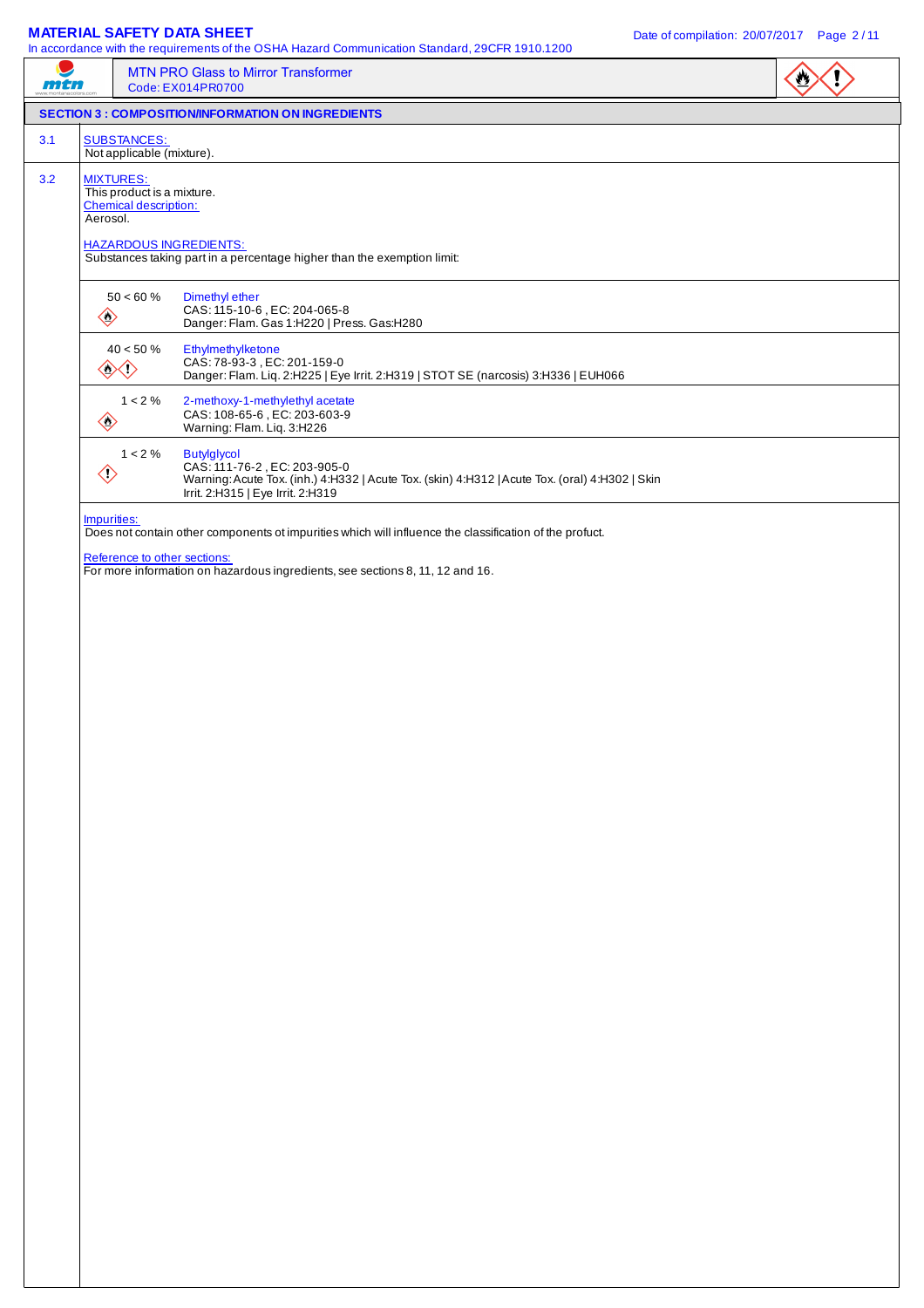## SECTION 3 : COMPOSITION/INFORMATION ON INGREDIENTS

**3.1** SUBSTANCES:

Not applicable (mixture).

**3.2** MIXTURES:

This product is a mixture.

Chemical description:

Aerosol.

HAZARDOUS INGREDIENTS:

Substances taking part in a percentage higher than the exemption limit:

| Percentage | Ingredient |
|---|---|
| 50 < 60 % | Dimethyl ether<br>CAS: 115-10-6 , EC: 204-065-8<br>Danger: Flam. Gas 1:H220 \| Press. Gas:H280 |
| 40 < 50 % | Ethylmethylketone<br>CAS: 78-93-3 , EC: 201-159-0<br>Danger: Flam. Liq. 2:H225 \| Eye Irrit. 2:H319 \| STOT SE (narcosis) 3:H336 \| EUH066 |
| 1 < 2 % | 2-methoxy-1-methylethyl acetate<br>CAS: 108-65-6 , EC: 203-603-9<br>Warning: Flam. Liq. 3:H226 |
| 1 < 2 % | Butylglycol<br>CAS: 111-76-2 , EC: 203-905-0<br>Warning: Acute Tox. (inh.) 4:H332 \| Acute Tox. (skin) 4:H312 \| Acute Tox. (oral) 4:H302 \| Skin Irrit. 2:H315 \| Eye Irrit. 2:H319 |

Impurities:

Does not contain other components ot impurities which will influence the classification of the profuct.

Reference to other sections:

For more information on hazardous ingredients, see sections 8, 11, 12 and 16.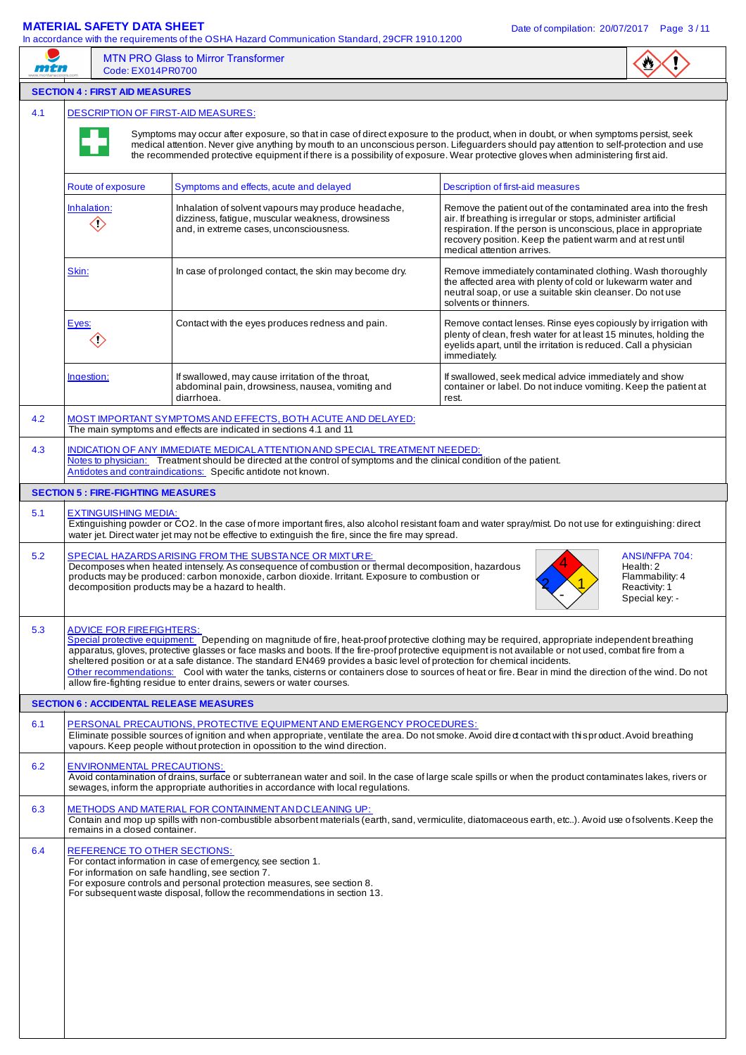MTN PRO Glass to Mirror Transformer
Code: EX014PR0700

## SECTION 4 : FIRST AID MEASURES

**4.1 DESCRIPTION OF FIRST-AID MEASURES:**

Symptoms may occur after exposure, so that in case of direct exposure to the product, when in doubt, or when symptoms persist, seek medical attention. Never give anything by mouth to an unconscious person. Lifeguarders should pay attention to self-protection and use the recommended protective equipment if there is a possibility of exposure. Wear protective gloves when administering first aid.

| Route of exposure | Symptoms and effects, acute and delayed | Description of first-aid measures |
|---|---|---|
| Inhalation: | Inhalation of solvent vapours may produce headache, dizziness, fatigue, muscular weakness, drowsiness and, in extreme cases, unconsciousness. | Remove the patient out of the contaminated area into the fresh air. If breathing is irregular or stops, administer artificial respiration. If the person is unconscious, place in appropriate recovery position. Keep the patient warm and at rest until medical attention arrives. |
| Skin: | In case of prolonged contact, the skin may become dry. | Remove immediately contaminated clothing. Wash thoroughly the affected area with plenty of cold or lukewarm water and neutral soap, or use a suitable skin cleanser. Do not use solvents or thinners. |
| Eyes: | Contact with the eyes produces redness and pain. | Remove contact lenses. Rinse eyes copiously by irrigation with plenty of clean, fresh water for at least 15 minutes, holding the eyelids apart, until the irritation is reduced. Call a physician immediately. |
| Ingestion: | If swallowed, may cause irritation of the throat, abdominal pain, drowsiness, nausea, vomiting and diarrhoea. | If swallowed, seek medical advice immediately and show container or label. Do not induce vomiting. Keep the patient at rest. |

**4.2 MOST IMPORTANT SYMPTOMS AND EFFECTS, BOTH ACUTE AND DELAYED:**
The main symptoms and effects are indicated in sections 4.1 and 11

**4.3 INDICATION OF ANY IMMEDIATE MEDICAL ATTENTION AND SPECIAL TREATMENT NEEDED:**
Notes to physician: Treatment should be directed at the control of symptoms and the clinical condition of the patient.
Antidotes and contraindications: Specific antidote not known.

## SECTION 5 : FIRE-FIGHTING MEASURES

**5.1 EXTINGUISHING MEDIA:**
Extinguishing powder or $CO_2$. In the case of more important fires, also alcohol resistant foam and water spray/mist. Do not use for extinguishing: direct water jet. Direct water jet may not be effective to extinguish the fire, since the fire may spread.

**5.2 SPECIAL HAZARDS ARISING FROM THE SUBSTANCE OR MIXTURE:**
Decomposes when heated intensely. As consequence of combustion or thermal decomposition, hazardous products may be produced: carbon monoxide, carbon dioxide. Irritant. Exposure to combustion or decomposition products may be a hazard to health.

ANSI/NFPA 704:
Health: 2
Flammability: 4
Reactivity: 1
Special key: -

**5.3 ADVICE FOR FIREFIGHTERS:**
Special protective equipment: Depending on magnitude of fire, heat-proof protective clothing may be required, appropriate independent breathing apparatus, gloves, protective glasses or face masks and boots. If the fire-proof protective equipment is not available or not used, combat fire from a sheltered position or at a safe distance. The standard EN469 provides a basic level of protection for chemical incidents.
Other recommendations: Cool with water the tanks, cisterns or containers close to sources of heat or fire. Bear in mind the direction of the wind. Do not allow fire-fighting residue to enter drains, sewers or water courses.

## SECTION 6 : ACCIDENTAL RELEASE MEASURES

**6.1 PERSONAL PRECAUTIONS, PROTECTIVE EQUIPMENT AND EMERGENCY PROCEDURES:**
Eliminate possible sources of ignition and when appropriate, ventilate the area. Do not smoke. Avoid direct contact with this product. Avoid breathing vapours. Keep people without protection in opossition to the wind direction.

**6.2 ENVIRONMENTAL PRECAUTIONS:**
Avoid contamination of drains, surface or subterranean water and soil. In the case of large scale spills or when the product contaminates lakes, rivers or sewages, inform the appropriate authorities in accordance with local regulations.

**6.3 METHODS AND MATERIAL FOR CONTAINMENT AND CLEANING UP:**
Contain and mop up spills with non-combustible absorbent materials (earth, sand, vermiculite, diatomaceous earth, etc..). Avoid use of solvents. Keep the remains in a closed container.

**6.4 REFERENCE TO OTHER SECTIONS:**
For contact information in case of emergency, see section 1.
For information on safe handling, see section 7.
For exposure controls and personal protection measures, see section 8.
For subsequent waste disposal, follow the recommendations in section 13.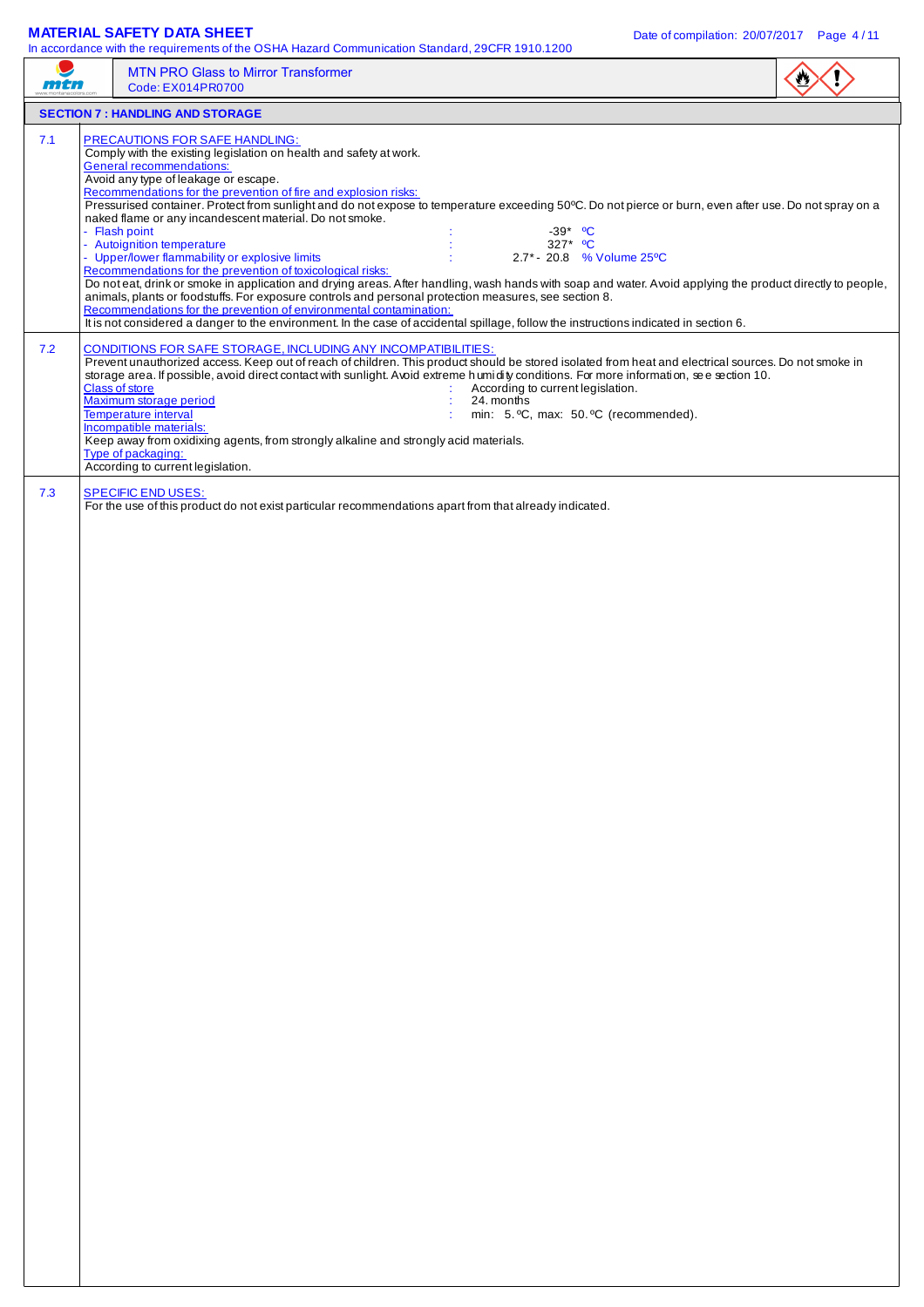MTN PRO Glass to Mirror Transformer
Code: EX014PR0700

## SECTION 7 : HANDLING AND STORAGE

### 7.1 PRECAUTIONS FOR SAFE HANDLING:

Comply with the existing legislation on health and safety at work.

General recommendations:

Avoid any type of leakage or escape.

Recommendations for the prevention of fire and explosion risks:

Pressurised container. Protect from sunlight and do not expose to temperature exceeding 50ºC. Do not pierce or burn, even after use. Do not spray on a naked flame or any incandescent material. Do not smoke.

| | | |
|---|---|---|
| - Flash point | : | -39* ºC |
| - Autoignition temperature | : | 327* ºC |
| - Upper/lower flammability or explosive limits | : | 2.7* - 20.8 % Volume 25ºC |

Recommendations for the prevention of toxicological risks:

Do not eat, drink or smoke in application and drying areas. After handling, wash hands with soap and water. Avoid applying the product directly to people, animals, plants or foodstuffs. For exposure controls and personal protection measures, see section 8.

Recommendations for the prevention of environmental contamination:

It is not considered a danger to the environment. In the case of accidental spillage, follow the instructions indicated in section 6.

### 7.2 CONDITIONS FOR SAFE STORAGE, INCLUDING ANY INCOMPATIBILITIES:

Prevent unauthorized access. Keep out of reach of children. This product should be stored isolated from heat and electrical sources. Do not smoke in storage area. If possible, avoid direct contact with sunlight. Avoid extreme humidity conditions. For more information, see section 10.

| | | |
|---|---|---|
| Class of store | : | According to current legislation. |
| Maximum storage period | : | 24. months |
| Temperature interval | : | min: 5. ºC, max: 50. ºC (recommended). |

Incompatible materials:

Keep away from oxidising agents, from strongly alkaline and strongly acid materials.

Type of packaging:

According to current legislation.

### 7.3 SPECIFIC END USES:

For the use of this product do not exist particular recommendations apart from that already indicated.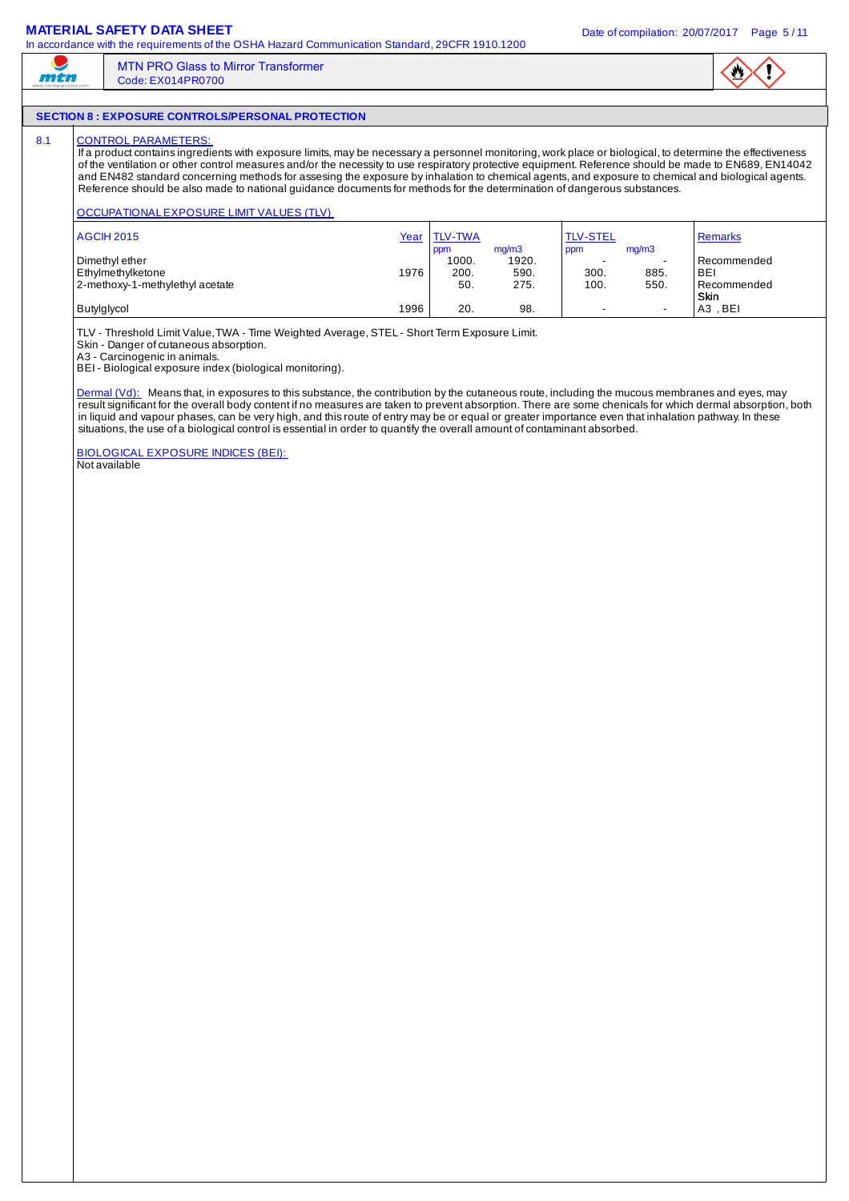## SECTION 8 : EXPOSURE CONTROLS/PERSONAL PROTECTION

8.1 CONTROL PARAMETERS:

If a product contains ingredients with exposure limits, may be necessary a personnel monitoring, work place or biological, to determine the effectiveness of the ventilation or other control measures and/or the necessity to use respiratory protective equipment. Reference should be made to EN689, EN14042 and EN482 standard concerning methods for assesing the exposure by inhalation to chemical agents, and exposure to chemical and biological agents. Reference should be also made to national guidance documents for methods for the determination of dangerous substances.

OCCUPATIONAL EXPOSURE LIMIT VALUES (TLV)

| AGCIH 2015 | Year | TLV-TWA ppm | TLV-TWA mg/m3 | TLV-STEL ppm | TLV-STEL mg/m3 | Remarks |
|---|---|---|---|---|---|---|
| Dimethyl ether | | 1000. | 1920. | - | - | Recommended |
| Ethylmethylketone | 1976 | 200. | 590. | 300. | 885. | BEI |
| 2-methoxy-1-methylethyl acetate | | 50. | 275. | 100. | 550. | Recommended Skin |
| Butylglycol | 1996 | 20. | 98. | - | - | A3 , BEI |

TLV - Threshold Limit Value, TWA - Time Weighted Average, STEL - Short Term Exposure Limit.
Skin - Danger of cutaneous absorption.
A3 - Carcinogenic in animals.
BEI - Biological exposure index (biological monitoring).

Dermal (Vd): Means that, in exposures to this substance, the contribution by the cutaneous route, including the mucous membranes and eyes, may result significant for the overall body content if no measures are taken to prevent absorption. There are some chenicals for which dermal absorption, both in liquid and vapour phases, can be very high, and this route of entry may be or equal or greater importance even that inhalation pathway. In these situations, the use of a biological control is essential in order to quantify the overall amount of contaminant absorbed.

BIOLOGICAL EXPOSURE INDICES (BEI):
Not available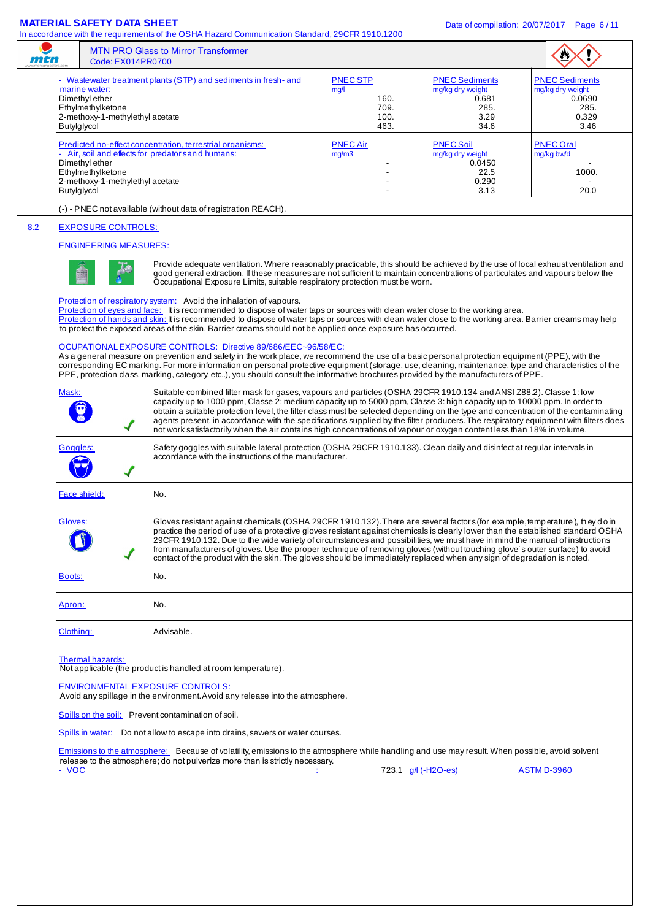MTN PRO Glass to Mirror Transformer
Code: EX014PR0700

| - Wastewater treatment plants (STP) and sediments in fresh- and marine water: | PNEC STP mg/l | PNEC Sediments mg/kg dry weight | PNEC Sediments mg/kg dry weight |
|---|---|---|---|
| Dimethyl ether | 160. | 0.681 | 0.0690 |
| Ethylmethylketone | 709. | 285. | 285. |
| 2-methoxy-1-methylethyl acetate | 100. | 3.29 | 0.329 |
| Butylglycol | 463. | 34.6 | 3.46 |

| Predicted no-effect concentration, terrestrial organisms: - Air, soil and effects for predators and humans: | PNEC Air mg/m3 | PNEC Soil mg/kg dry weight | PNEC Oral mg/kg bw/d |
|---|---|---|---|
| Dimethyl ether | - | 0.0450 | - |
| Ethylmethylketone | - | 22.5 | 1000. |
| 2-methoxy-1-methylethyl acetate | - | 0.290 | - |
| Butylglycol | - | 3.13 | 20.0 |

(-) - PNEC not available (without data of registration REACH).

## 8.2 EXPOSURE CONTROLS:

### ENGINEERING MEASURES:

Provide adequate ventilation. Where reasonably practicable, this should be achieved by the use of local exhaust ventilation and good general extraction. If these measures are not sufficient to maintain concentrations of particulates and vapours below the Occupational Exposure Limits, suitable respiratory protection must be worn.

Protection of respiratory system: Avoid the inhalation of vapours.
Protection of eyes and face: It is recommended to dispose of water taps or sources with clean water close to the working area.
Protection of hands and skin: It is recommended to dispose of water taps or sources with clean water close to the working area. Barrier creams may help to protect the exposed areas of the skin. Barrier creams should not be applied once exposure has occurred.

### OCUPATIONAL EXPOSURE CONTROLS: Directive 89/686/EEC~96/58/EC:

As a general measure on prevention and safety in the work place, we recommend the use of a basic personal protection equipment (PPE), with the corresponding EC marking. For more information on personal protective equipment (storage, use, cleaning, maintenance, type and characteristics of the PPE, protection class, marking, category, etc..), you should consult the informative brochures provided by the manufacturers of PPE.

| | |
|---|---|
| Mask: ✓ | Suitable combined filter mask for gases, vapours and particles (OSHA 29CFR 1910.134 and ANSI Z88.2). Classe 1: low capacity up to 1000 ppm, Classe 2: medium capacity up to 5000 ppm, Classe 3: high capacity up to 10000 ppm. In order to obtain a suitable protection level, the filter class must be selected depending on the type and concentration of the contaminating agents present, in accordance with the specifications supplied by the filter producers. The respiratory equipment with filters does not work satisfactorily when the air contains high concentrations of vapour or oxygen content less than 18% in volume. |
| Goggles: ✓ | Safety goggles with suitable lateral protection (OSHA 29CFR 1910.133). Clean daily and disinfect at regular intervals in accordance with the instructions of the manufacturer. |
| Face shield: | No. |
| Gloves: ✓ | Gloves resistant against chemicals (OSHA 29CFR 1910.132). There are several factors (for example, temperature), they do in practice the period of use of a protective gloves resistant against chemicals is clearly lower than the established standard OSHA 29CFR 1910.132. Due to the wide variety of circumstances and possibilities, we must have in mind the manual of instructions from manufacturers of gloves. Use the proper technique of removing gloves (without touching glove´s outer surface) to avoid contact of the product with the skin. The gloves should be immediately replaced when any sign of degradation is noted. |
| Boots: | No. |
| Apron: | No. |
| Clothing: | Advisable. |

Thermal hazards:
Not applicable (the product is handled at room temperature).

ENVIRONMENTAL EXPOSURE CONTROLS:
Avoid any spillage in the environment. Avoid any release into the atmosphere.

Spills on the soil: Prevent contamination of soil.

Spills in water: Do not allow to escape into drains, sewers or water courses.

Emissions to the atmosphere: Because of volatility, emissions to the atmosphere while handling and use may result. When possible, avoid solvent release to the atmosphere; do not pulverize more than is strictly necessary.

- VOC : 723.1 g/l (-H2O-es) ASTM D-3960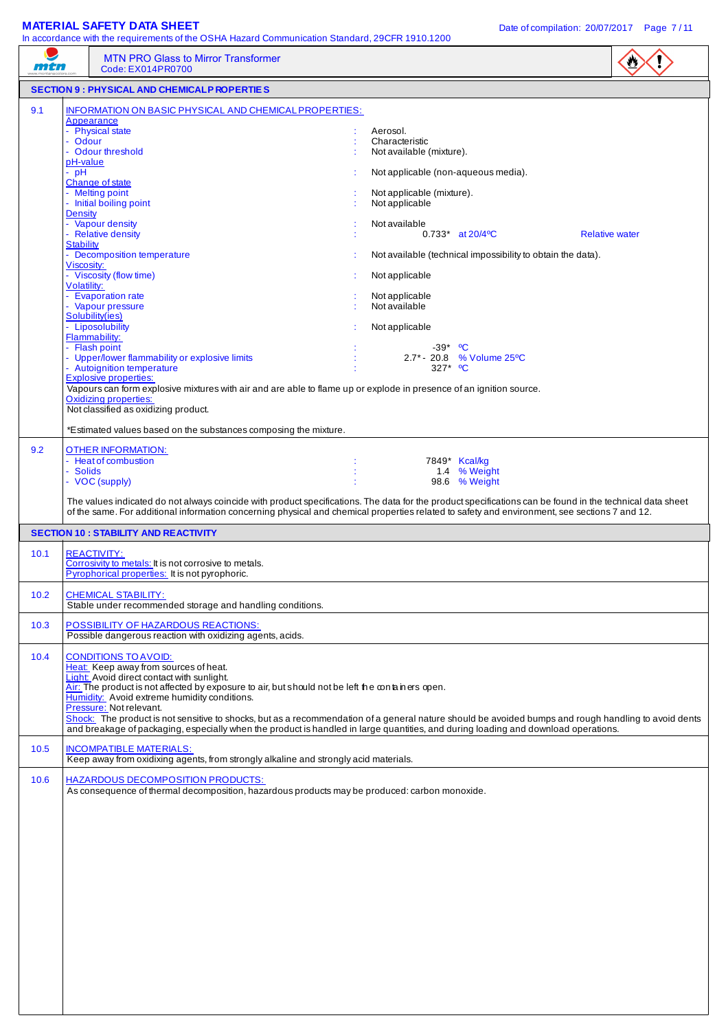MTN PRO Glass to Mirror Transformer
Code: EX014PR0700

## SECTION 9 : PHYSICAL AND CHEMICAL PROPERTIES

### 9.1 INFORMATION ON BASIC PHYSICAL AND CHEMICAL PROPERTIES:

**Appearance**
- Physical state : Aerosol.
- Odour : Characteristic
- Odour threshold : Not available (mixture).

**pH-value**
- pH : Not applicable (non-aqueous media).

**Change of state**
- Melting point : Not applicable (mixture).
- Initial boiling point : Not applicable

**Density**
- Vapour density : Not available
- Relative density : 0.733* at 20/4ºC Relative water

**Stability**
- Decomposition temperature : Not available (technical impossibility to obtain the data).

**Viscosity:**
- Viscosity (flow time) : Not applicable

**Volatility:**
- Evaporation rate : Not applicable
- Vapour pressure : Not available

**Solubility(ies)**
- Liposolubility : Not applicable

**Flammability:**
- Flash point : -39* ºC
- Upper/lower flammability or explosive limits : 2.7* - 20.8 % Volume 25ºC
- Autoignition temperature : 327* ºC

**Explosive properties:**
Vapours can form explosive mixtures with air and are able to flame up or explode in presence of an ignition source.

**Oxidizing properties:**
Not classified as oxidizing product.

*Estimated values based on the substances composing the mixture.

### 9.2 OTHER INFORMATION:
- Heat of combustion : 7849* Kcal/kg
- Solids : 1.4 % Weight
- VOC (supply) : 98.6 % Weight

The values indicated do not always coincide with product specifications. The data for the product specifications can be found in the technical data sheet of the same. For additional information concerning physical and chemical properties related to safety and environment, see sections 7 and 12.

## SECTION 10 : STABILITY AND REACTIVITY

### 10.1 REACTIVITY:
Corrosivity to metals: It is not corrosive to metals.
Pyrophorical properties: It is not pyrophoric.

### 10.2 CHEMICAL STABILITY:
Stable under recommended storage and handling conditions.

### 10.3 POSSIBILITY OF HAZARDOUS REACTIONS:
Possible dangerous reaction with oxidizing agents, acids.

### 10.4 CONDITIONS TO AVOID:
Heat: Keep away from sources of heat.
Light: Avoid direct contact with sunlight.
Air: The product is not affected by exposure to air, but should not be left the containers open.
Humidity: Avoid extreme humidity conditions.
Pressure: Not relevant.
Shock: The product is not sensitive to shocks, but as a recommendation of a general nature should be avoided bumps and rough handling to avoid dents and breakage of packaging, especially when the product is handled in large quantities, and during loading and download operations.

### 10.5 INCOMPATIBLE MATERIALS:
Keep away from oxidizing agents, from strongly alkaline and strongly acid materials.

### 10.6 HAZARDOUS DECOMPOSITION PRODUCTS:
As consequence of thermal decomposition, hazardous products may be produced: carbon monoxide.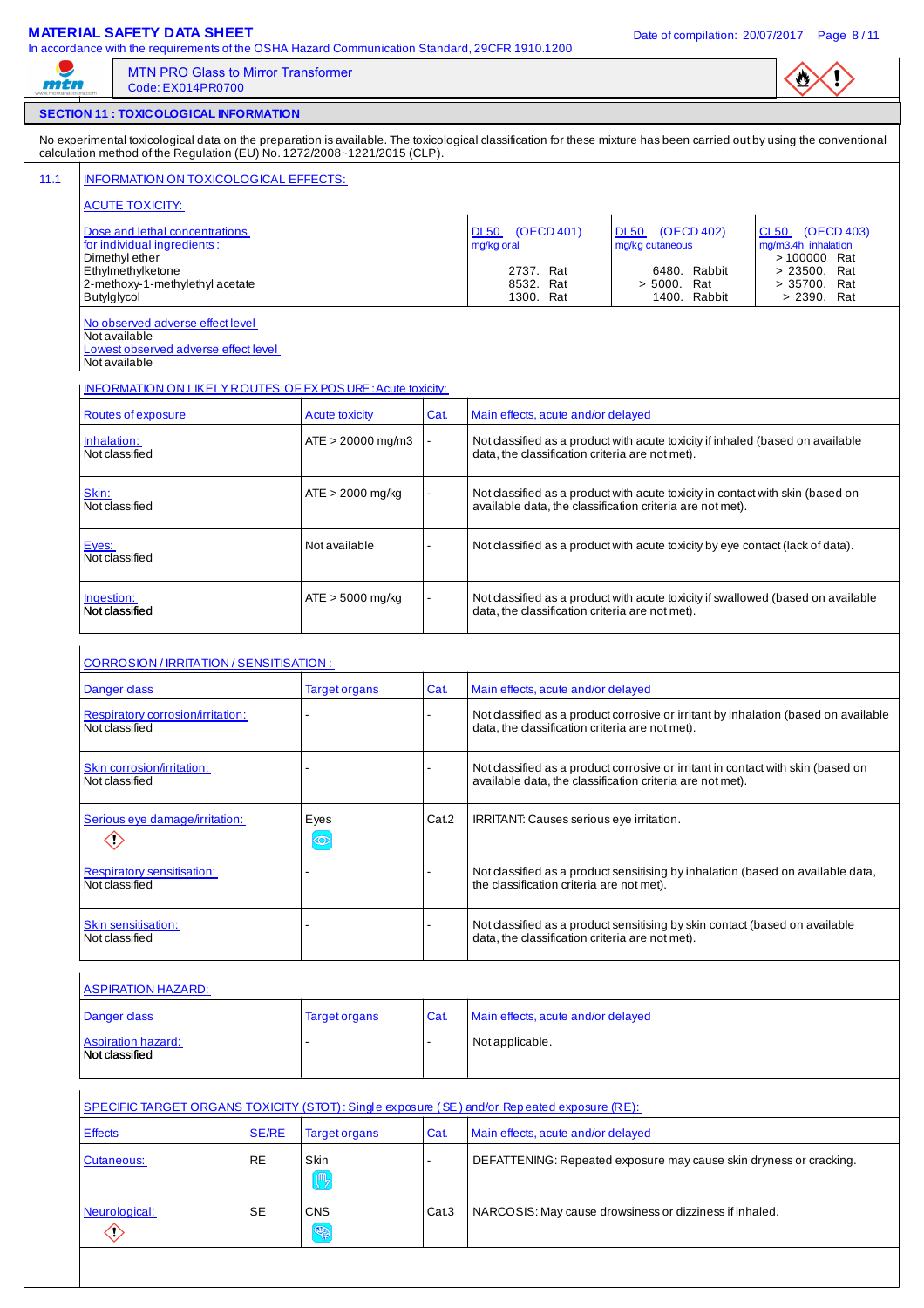# MATERIAL SAFETY DATA SHEET

In accordance with the requirements of the OSHA Hazard Communication Standard, 29CFR 1910.1200

MTN PRO Glass to Mirror Transformer
Code: EX014PR0700

## SECTION 11 : TOXICOLOGICAL INFORMATION

No experimental toxicological data on the preparation is available. The toxicological classification for these mixture has been carried out by using the conventional calculation method of the Regulation (EU) No. 1272/2008~1221/2015 (CLP).

### 11.1 INFORMATION ON TOXICOLOGICAL EFFECTS:

#### ACUTE TOXICITY:

| Dose and lethal concentrations for individual ingredients : | DL50 (OECD 401) mg/kg oral | DL50 (OECD 402) mg/kg cutaneous | CL50 (OECD 403) mg/m3.4h inhalation |
|---|---|---|---|
| Dimethyl ether | | | > 100000 Rat |
| Ethylmethylketone | 2737. Rat | 6480. Rabbit | > 23500. Rat |
| 2-methoxy-1-methylethyl acetate | 8532. Rat | > 5000. Rat | > 35700. Rat |
| Butylglycol | 1300. Rat | 1400. Rabbit | > 2390. Rat |

No observed adverse effect level
Not available
Lowest observed adverse effect level
Not available

#### INFORMATION ON LIKELY ROUTES OF EXPOSURE : Acute toxicity:

| Routes of exposure | Acute toxicity | Cat. | Main effects, acute and/or delayed |
|---|---|---|---|
| Inhalation: Not classified | ATE > 20000 mg/m3 | - | Not classified as a product with acute toxicity if inhaled (based on available data, the classification criteria are not met). |
| Skin: Not classified | ATE > 2000 mg/kg | - | Not classified as a product with acute toxicity in contact with skin (based on available data, the classification criteria are not met). |
| Eyes: Not classified | Not available | - | Not classified as a product with acute toxicity by eye contact (lack of data). |
| Ingestion: Not classified | ATE > 5000 mg/kg | - | Not classified as a product with acute toxicity if swallowed (based on available data, the classification criteria are not met). |

#### CORROSION / IRRITATION / SENSITISATION :

| Danger class | Target organs | Cat. | Main effects, acute and/or delayed |
|---|---|---|---|
| Respiratory corrosion/irritation: Not classified | - | - | Not classified as a product corrosive or irritant by inhalation (based on available data, the classification criteria are not met). |
| Skin corrosion/irritation: Not classified | - | - | Not classified as a product corrosive or irritant in contact with skin (based on available data, the classification criteria are not met). |
| Serious eye damage/irritation: | Eyes | Cat.2 | IRRITANT: Causes serious eye irritation. |
| Respiratory sensitisation: Not classified | - | - | Not classified as a product sensitising by inhalation (based on available data, the classification criteria are not met). |
| Skin sensitisation: Not classified | - | - | Not classified as a product sensitising by skin contact (based on available data, the classification criteria are not met). |

#### ASPIRATION HAZARD:

| Danger class | Target organs | Cat. | Main effects, acute and/or delayed |
|---|---|---|---|
| Aspiration hazard: Not classified | - | - | Not applicable. |

#### SPECIFIC TARGET ORGANS TOXICITY (STOT): Single exposure (SE) and/or Repeated exposure (RE):

| Effects | SE/RE | Target organs | Cat. | Main effects, acute and/or delayed |
|---|---|---|---|---|
| Cutaneous: | RE | Skin | - | DEFATTENING: Repeated exposure may cause skin dryness or cracking. |
| Neurological: | SE | CNS | Cat.3 | NARCOSIS: May cause drowsiness or dizziness if inhaled. |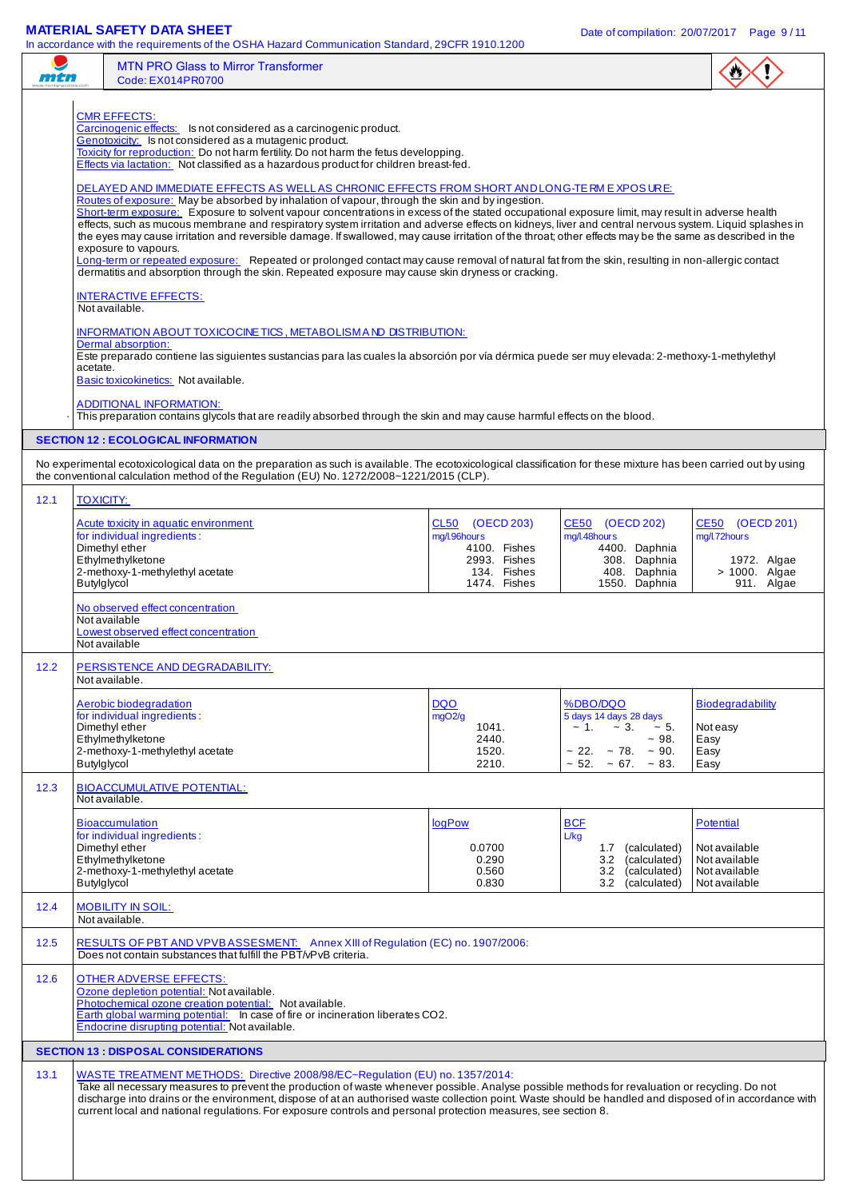CMR EFFECTS:
Carcinogenic effects: Is not considered as a carcinogenic product.
Genotoxicity: Is not considered as a mutagenic product.
Toxicity for reproduction: Do not harm fertility. Do not harm the fetus developping.
Effects via lactation: Not classified as a hazardous product for children breast-fed.

DELAYED AND IMMEDIATE EFFECTS AS WELL AS CHRONIC EFFECTS FROM SHORT AND LONG-TERM EXPOSURE:
Routes of exposure: May be absorbed by inhalation of vapour, through the skin and by ingestion.
Short-term exposure: Exposure to solvent vapour concentrations in excess of the stated occupational exposure limit, may result in adverse health effects, such as mucous membrane and respiratory system irritation and adverse effects on kidneys, liver and central nervous system. Liquid splashes in the eyes may cause irritation and reversible damage. If swallowed, may cause irritation of the throat; other effects may be the same as described in the exposure to vapours.
Long-term or repeated exposure: Repeated or prolonged contact may cause removal of natural fat from the skin, resulting in non-allergic contact dermatitis and absorption through the skin. Repeated exposure may cause skin dryness or cracking.

INTERACTIVE EFFECTS:
Not available.

INFORMATION ABOUT TOXICOCINETICS, METABOLISM AND DISTRIBUTION:
Dermal absorption:
Este preparado contiene las siguientes sustancias para las cuales la absorción por vía dérmica puede ser muy elevada: 2-methoxy-1-methylethyl acetate.
Basic toxicokinetics: Not available.

ADDITIONAL INFORMATION:
This preparation contains glycols that are readily absorbed through the skin and may cause harmful effects on the blood.

## SECTION 12 : ECOLOGICAL INFORMATION

No experimental ecotoxicological data on the preparation as such is available. The ecotoxicological classification for these mixture has been carried out by using the conventional calculation method of the Regulation (EU) No. 1272/2008~1221/2015 (CLP).

### 12.1 TOXICITY:

| Acute toxicity in aquatic environment for individual ingredients: | CL50 (OECD 203) mg/l.96hours | CE50 (OECD 202) mg/l.48hours | CE50 (OECD 201) mg/l.72hours |
|---|---|---|---|
| Dimethyl ether | 4100. Fishes | 4400. Daphnia | |
| Ethylmethylketone | 2993. Fishes | 308. Daphnia | 1972. Algae |
| 2-methoxy-1-methylethyl acetate | 134. Fishes | 408. Daphnia | > 1000. Algae |
| Butylglycol | 1474. Fishes | 1550. Daphnia | 911. Algae |

No observed effect concentration
Not available
Lowest observed effect concentration
Not available

### 12.2 PERSISTENCE AND DEGRADABILITY:
Not available.

| Aerobic biodegradation for individual ingredients: | DQO mgO2/g | %DBO/DQO 5 days | 14 days | 28 days | Biodegradability |
|---|---|---|---|---|---|
| Dimethyl ether | 1041. | ~ 1. | ~ 3. | ~ 5. | Not easy |
| Ethylmethylketone | 2440. | | | ~ 98. | Easy |
| 2-methoxy-1-methylethyl acetate | 1520. | ~ 22. | ~ 78. | ~ 90. | Easy |
| Butylglycol | 2210. | ~ 52. | ~ 67. | ~ 83. | Easy |

### 12.3 BIOACCUMULATIVE POTENTIAL:
Not available.

| Bioaccumulation for individual ingredients: | logPow | BCF L/kg | Potential |
|---|---|---|---|
| Dimethyl ether | 0.0700 | 1.7 (calculated) | Not available |
| Ethylmethylketone | 0.290 | 3.2 (calculated) | Not available |
| 2-methoxy-1-methylethyl acetate | 0.560 | 3.2 (calculated) | Not available |
| Butylglycol | 0.830 | 3.2 (calculated) | Not available |

### 12.4 MOBILITY IN SOIL:
Not available.

### 12.5 RESULTS OF PBT AND VPVB ASSESMENT: Annex XIII of Regulation (EC) no. 1907/2006:
Does not contain substances that fulfill the PBT/vPvB criteria.

### 12.6 OTHER ADVERSE EFFECTS:
Ozone depletion potential: Not available.
Photochemical ozone creation potential: Not available.
Earth global warming potential: In case of fire or incineration liberates $CO_2$.
Endocrine disrupting potential: Not available.

## SECTION 13 : DISPOSAL CONSIDERATIONS

### 13.1 WASTE TREATMENT METHODS: Directive 2008/98/EC~Regulation (EU) no. 1357/2014:
Take all necessary measures to prevent the production of waste whenever possible. Analyse possible methods for revaluation or recycling. Do not discharge into drains or the environment, dispose of at an authorised waste collection point. Waste should be handled and disposed of in accordance with current local and national regulations. For exposure controls and personal protection measures, see section 8.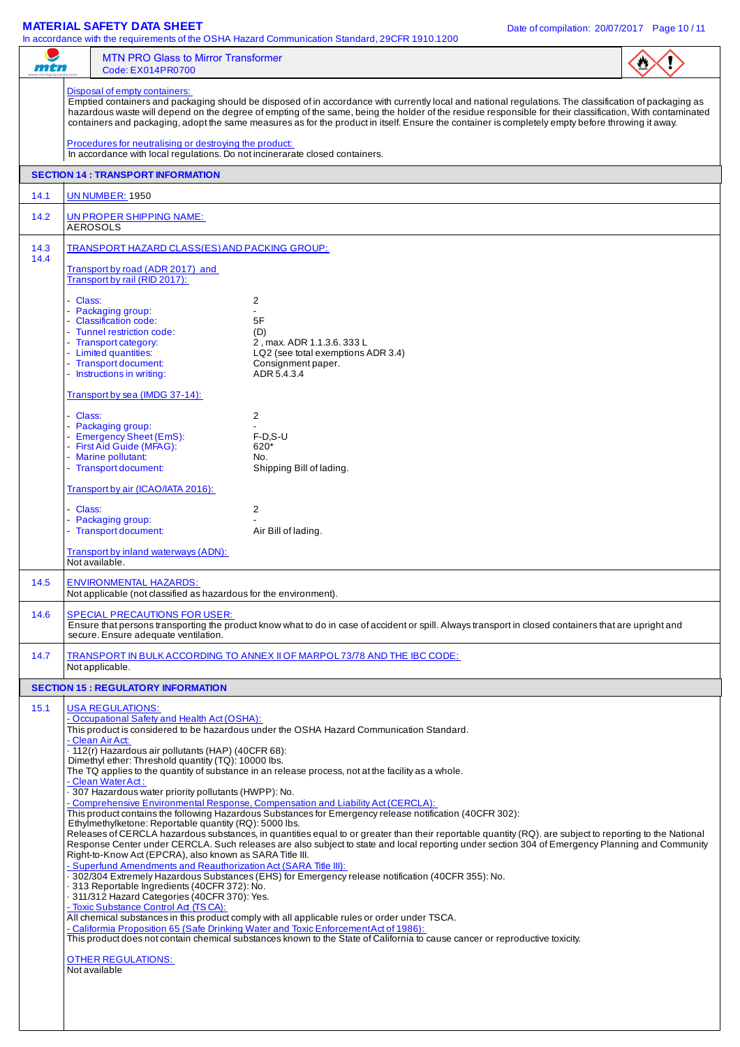**MTN PRO Glass to Mirror Transformer**
Code: EX014PR0700

Disposal of empty containers:
Emptied containers and packaging should be disposed of in accordance with currently local and national regulations. The classification of packaging as hazardous waste will depend on the degree of empting of the same, being the holder of the residue responsible for their classification, With contaminated containers and packaging, adopt the same measures as for the product in itself. Ensure the container is completely empty before throwing it away.

Procedures for neutralising or destroying the product:
In accordance with local regulations. Do not incinerarate closed containers.

## SECTION 14 : TRANSPORT INFORMATION

**14.1** UN NUMBER: 1950

**14.2** UN PROPER SHIPPING NAME:
AEROSOLS

**14.3 14.4** TRANSPORT HAZARD CLASS(ES) AND PACKING GROUP:

Transport by road (ADR 2017) and
Transport by rail (RID 2017):

- Class: 2
- Packaging group: -
- Classification code: 5F
- Tunnel restriction code: (D)
- Transport category: 2 , max. ADR 1.1.3.6. 333 L
- Limited quantities: LQ2 (see total exemptions ADR 3.4)
- Transport document: Consignment paper.
- Instructions in writing: ADR 5.4.3.4

Transport by sea (IMDG 37-14):

- Class: 2
- Packaging group: -
- Emergency Sheet (EmS): F-D,S-U
- First Aid Guide (MFAG): 620*
- Marine pollutant: No.
- Transport document: Shipping Bill of lading.

Transport by air (ICAO/IATA 2016):

- Class: 2
- Packaging group: -
- Transport document: Air Bill of lading.

Transport by inland waterways (ADN):
Not available.

**14.5** ENVIRONMENTAL HAZARDS:
Not applicable (not classified as hazardous for the environment).

**14.6** SPECIAL PRECAUTIONS FOR USER:
Ensure that persons transporting the product know what to do in case of accident or spill. Always transport in closed containers that are upright and secure. Ensure adequate ventilation.

**14.7** TRANSPORT IN BULK ACCORDING TO ANNEX II OF MARPOL 73/78 AND THE IBC CODE:
Not applicable.

## SECTION 15 : REGULATORY INFORMATION

**15.1** USA REGULATIONS:

- Occupational Safety and Health Act (OSHA):
This product is considered to be hazardous under the OSHA Hazard Communication Standard.

- Clean Air Act:
· 112(r) Hazardous air pollutants (HAP) (40CFR 68):
Dimethyl ether: Threshold quantity (TQ): 10000 lbs.
The TQ applies to the quantity of substance in an release process, not at the facility as a whole.

- Clean Water Act :
· 307 Hazardous water priority pollutants (HWPP): No.

- Comprehensive Environmental Response, Compensation and Liability Act (CERCLA):
This product contains the following Hazardous Substances for Emergency release notification (40CFR 302):
Ethylmethylketone: Reportable quantity (RQ): 5000 lbs.
Releases of CERCLA hazardous substances, in quantities equal to or greater than their reportable quantity (RQ). are subject to reporting to the National Response Center under CERCLA. Such releases are also subject to state and local reporting under section 304 of Emergency Planning and Community Right-to-Know Act (EPCRA), also known as SARA Title III.

- Superfund Amendments and Reauthorization Act (SARA Title III):
· 302/304 Extremely Hazardous Substances (EHS) for Emergency release notification (40CFR 355): No.
· 313 Reportable Ingredients (40CFR 372): No.
· 311/312 Hazard Categories (40CFR 370): Yes.

- Toxic Substance Control Act (TSCA):
All chemical substances in this product comply with all applicable rules or order under TSCA.

- California Proposition 65 (Safe Drinking Water and Toxic Enforcement Act of 1986):
This product does not contain chemical substances known to the State of California to cause cancer or reproductive toxicity.

OTHER REGULATIONS:
Not available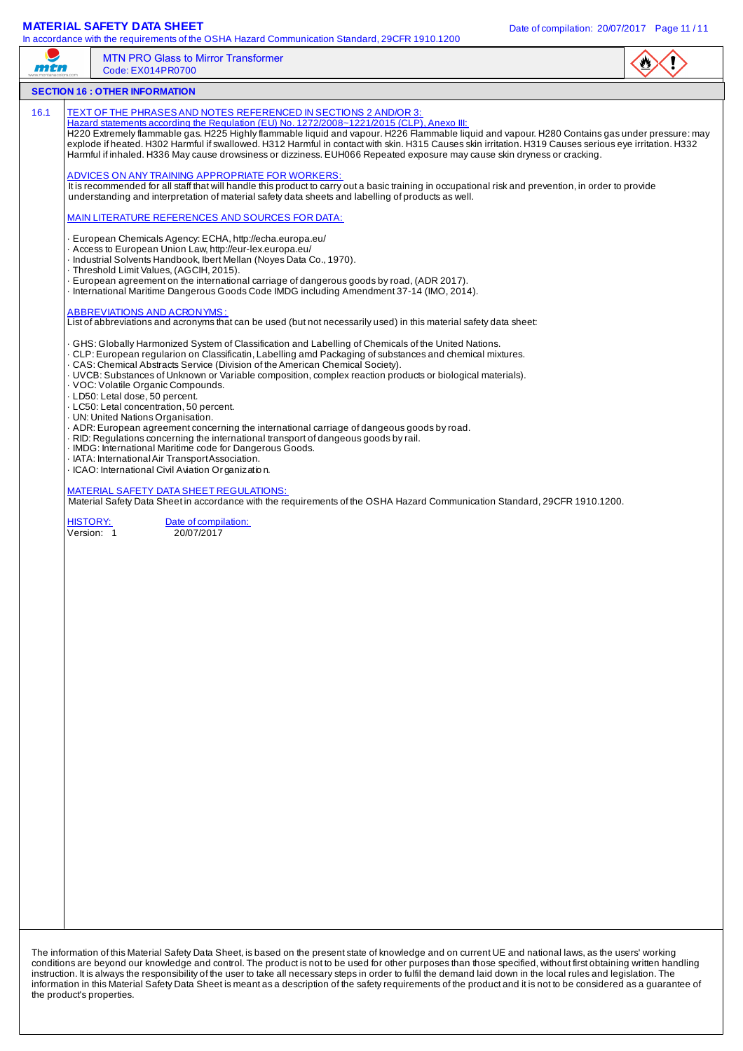MTN PRO Glass to Mirror Transformer
Code: EX014PR0700

## SECTION 16 : OTHER INFORMATION

16.1 TEXT OF THE PHRASES AND NOTES REFERENCED IN SECTIONS 2 AND/OR 3:

Hazard statements according the Regulation (EU) No. 1272/2008~1221/2015 (CLP), Anexo III:

H220 Extremely flammable gas. H225 Highly flammable liquid and vapour. H226 Flammable liquid and vapour. H280 Contains gas under pressure: may explode if heated. H302 Harmful if swallowed. H312 Harmful in contact with skin. H315 Causes skin irritation. H319 Causes serious eye irritation. H332 Harmful if inhaled. H336 May cause drowsiness or dizziness. EUH066 Repeated exposure may cause skin dryness or cracking.

ADVICES ON ANY TRAINING APPROPRIATE FOR WORKERS:

It is recommended for all staff that will handle this product to carry out a basic training in occupational risk and prevention, in order to provide understanding and interpretation of material safety data sheets and labelling of products as well.

MAIN LITERATURE REFERENCES AND SOURCES FOR DATA:

- European Chemicals Agency: ECHA, http://echa.europa.eu/
- Access to European Union Law, http://eur-lex.europa.eu/
- Industrial Solvents Handbook, Ibert Mellan (Noyes Data Co., 1970).
- Threshold Limit Values, (AGCIH, 2015).
- European agreement on the international carriage of dangerous goods by road, (ADR 2017).
- International Maritime Dangerous Goods Code IMDG including Amendment 37-14 (IMO, 2014).

ABBREVIATIONS AND ACRONYMS:

List of abbreviations and acronyms that can be used (but not necessarily used) in this material safety data sheet:

- GHS: Globally Harmonized System of Classification and Labelling of Chemicals of the United Nations.
- CLP: European regulation on Classificatin, Labelling amd Packaging of substances and chemical mixtures.
- CAS: Chemical Abstracts Service (Division of the American Chemical Society).
- UVCB: Substances of Unknown or Variable composition, complex reaction products or biological materials).
- VOC: Volatile Organic Compounds.
- LD50: Letal dose, 50 percent.
- LC50: Letal concentration, 50 percent.
- UN: United Nations Organisation.
- ADR: European agreement concerning the international carriage of dangeous goods by road.
- RID: Regulations concerning the international transport of dangeous goods by rail.
- IMDG: International Maritime code for Dangerous Goods.
- IATA: International Air Transport Association.
- ICAO: International Civil Aviation Organization.

MATERIAL SAFETY DATA SHEET REGULATIONS:

Material Safety Data Sheet in accordance with the requirements of the OSHA Hazard Communication Standard, 29CFR 1910.1200.

| HISTORY: | Date of compilation: |
|---|---|
| Version: 1 | 20/07/2017 |

The information of this Material Safety Data Sheet, is based on the present state of knowledge and on current UE and national laws, as the users' working conditions are beyond our knowledge and control. The product is not to be used for other purposes than those specified, without first obtaining written handling instruction. It is always the responsibility of the user to take all necessary steps in order to fulfil the demand laid down in the local rules and legislation. The information in this Material Safety Data Sheet is meant as a description of the safety requirements of the product and it is not to be considered as a guarantee of the product's properties.